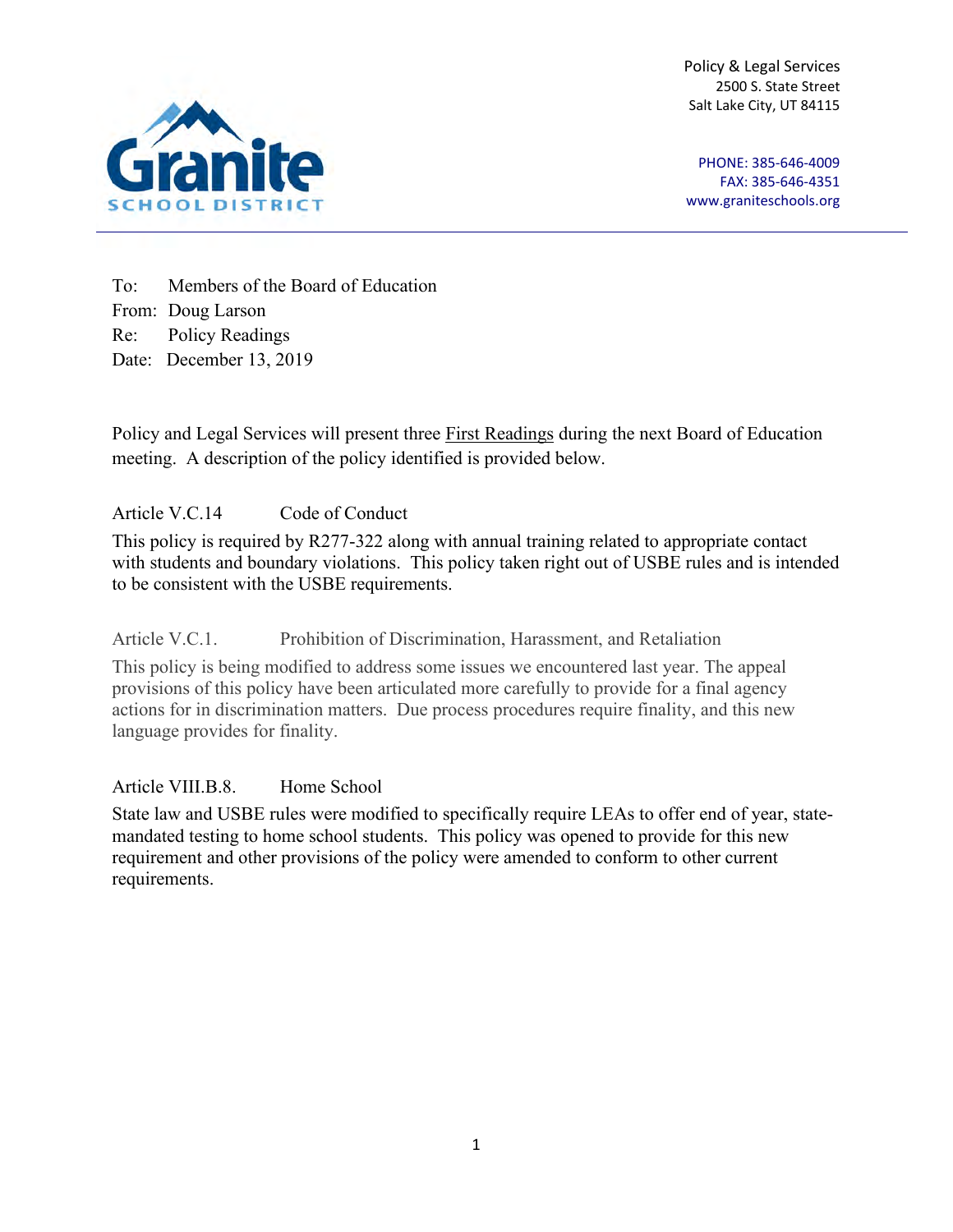**Granite School District**

Policy & Legal Services
2500 S. State Street
Salt Lake City, UT 84115

PHONE: 385-646-4009
FAX: 385-646-4351
www.graniteschools.org

To: Members of the Board of Education
From: Doug Larson
Re: Policy Readings
Date: December 13, 2019

Policy and Legal Services will present three First Readings during the next Board of Education meeting. A description of the policy identified is provided below.

Article V.C.14 Code of Conduct

This policy is required by R277-322 along with annual training related to appropriate contact with students and boundary violations. This policy taken right out of USBE rules and is intended to be consistent with the USBE requirements.

Article V.C.1. Prohibition of Discrimination, Harassment, and Retaliation

This policy is being modified to address some issues we encountered last year. The appeal provisions of this policy have been articulated more carefully to provide for a final agency actions for in discrimination matters. Due process procedures require finality, and this new language provides for finality.

Article VIII.B.8. Home School

State law and USBE rules were modified to specifically require LEAs to offer end of year, state-mandated testing to home school students. This policy was opened to provide for this new requirement and other provisions of the policy were amended to conform to other current requirements.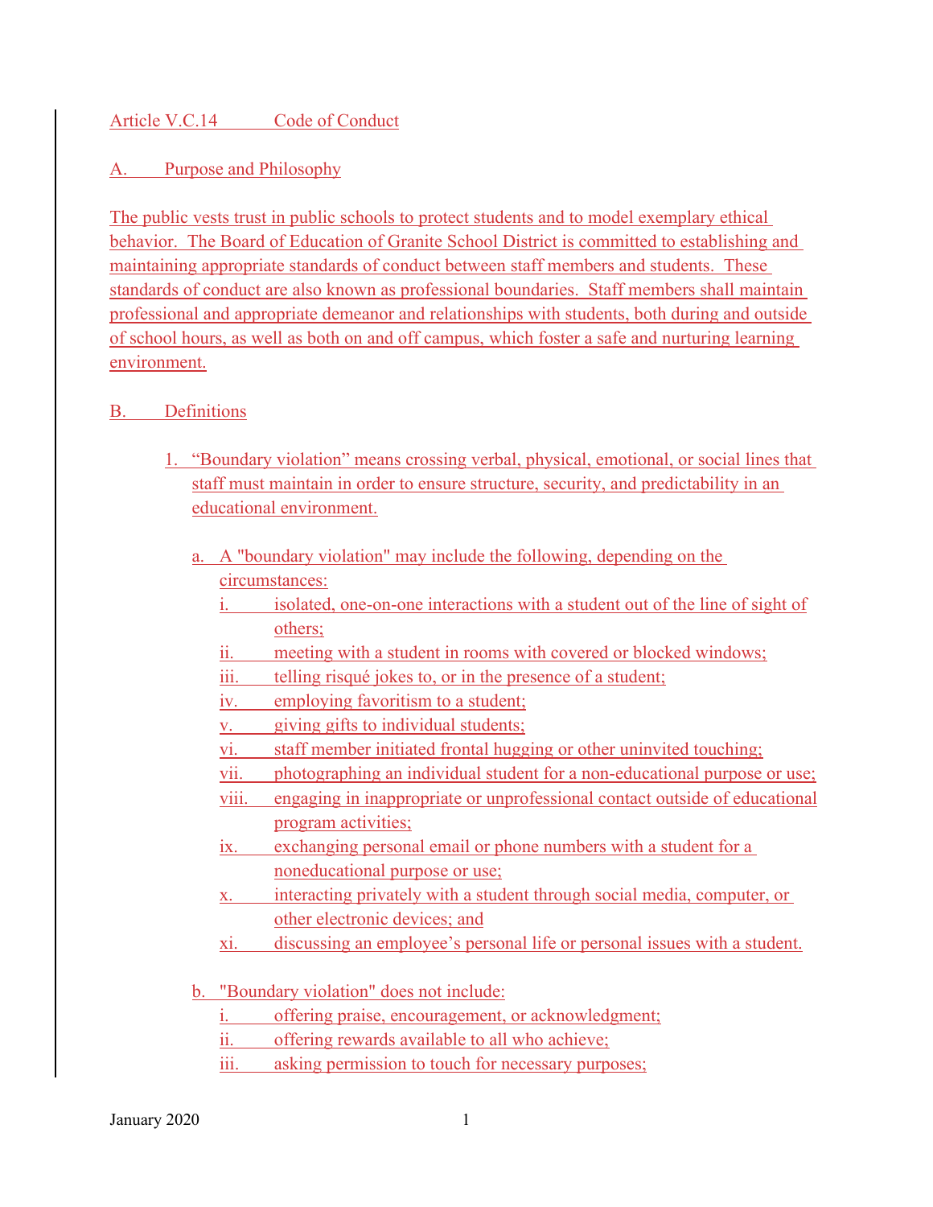## Article V.C.14 Code of Conduct

### A. Purpose and Philosophy

The public vests trust in public schools to protect students and to model exemplary ethical behavior. The Board of Education of Granite School District is committed to establishing and maintaining appropriate standards of conduct between staff members and students. These standards of conduct are also known as professional boundaries. Staff members shall maintain professional and appropriate demeanor and relationships with students, both during and outside of school hours, as well as both on and off campus, which foster a safe and nurturing learning environment.

### B. Definitions

1. "Boundary violation" means crossing verbal, physical, emotional, or social lines that staff must maintain in order to ensure structure, security, and predictability in an educational environment.

   a. A "boundary violation" may include the following, depending on the circumstances:
      - i. isolated, one-on-one interactions with a student out of the line of sight of others;
      - ii. meeting with a student in rooms with covered or blocked windows;
      - iii. telling risqué jokes to, or in the presence of a student;
      - iv. employing favoritism to a student;
      - v. giving gifts to individual students;
      - vi. staff member initiated frontal hugging or other uninvited touching;
      - vii. photographing an individual student for a non-educational purpose or use;
      - viii. engaging in inappropriate or unprofessional contact outside of educational program activities;
      - ix. exchanging personal email or phone numbers with a student for a noneducational purpose or use;
      - x. interacting privately with a student through social media, computer, or other electronic devices; and
      - xi. discussing an employee's personal life or personal issues with a student.

   b. "Boundary violation" does not include:
      - i. offering praise, encouragement, or acknowledgment;
      - ii. offering rewards available to all who achieve;
      - iii. asking permission to touch for necessary purposes;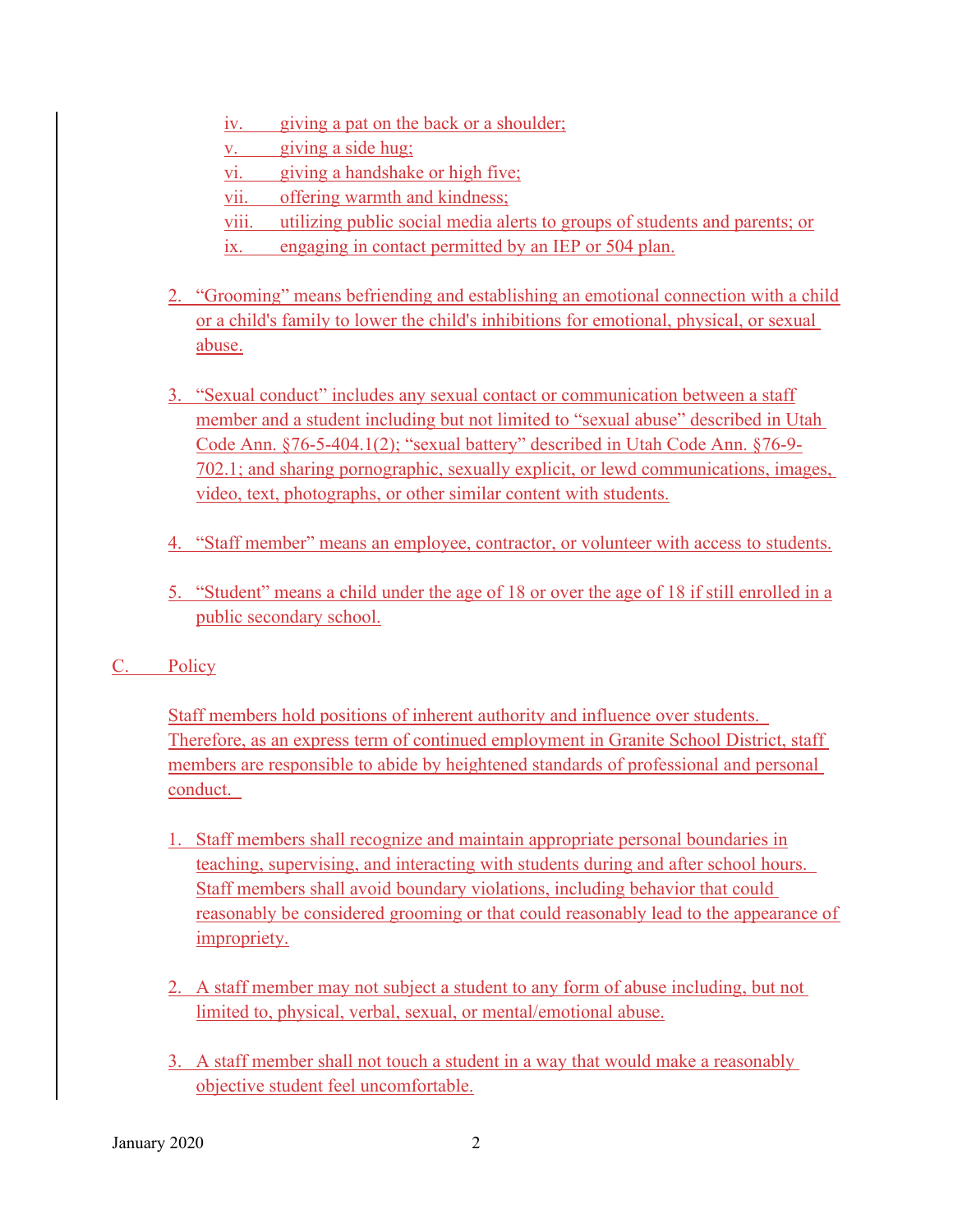iv. giving a pat on the back or a shoulder;
v. giving a side hug;
vi. giving a handshake or high five;
vii. offering warmth and kindness;
viii. utilizing public social media alerts to groups of students and parents; or
ix. engaging in contact permitted by an IEP or 504 plan.

2. "Grooming" means befriending and establishing an emotional connection with a child or a child's family to lower the child's inhibitions for emotional, physical, or sexual abuse.

3. "Sexual conduct" includes any sexual contact or communication between a staff member and a student including but not limited to "sexual abuse" described in Utah Code Ann. §76-5-404.1(2); "sexual battery" described in Utah Code Ann. §76-9-702.1; and sharing pornographic, sexually explicit, or lewd communications, images, video, text, photographs, or other similar content with students.

4. "Staff member" means an employee, contractor, or volunteer with access to students.

5. "Student" means a child under the age of 18 or over the age of 18 if still enrolled in a public secondary school.

## C. Policy

Staff members hold positions of inherent authority and influence over students. Therefore, as an express term of continued employment in Granite School District, staff members are responsible to abide by heightened standards of professional and personal conduct.

1. Staff members shall recognize and maintain appropriate personal boundaries in teaching, supervising, and interacting with students during and after school hours. Staff members shall avoid boundary violations, including behavior that could reasonably be considered grooming or that could reasonably lead to the appearance of impropriety.

2. A staff member may not subject a student to any form of abuse including, but not limited to, physical, verbal, sexual, or mental/emotional abuse.

3. A staff member shall not touch a student in a way that would make a reasonably objective student feel uncomfortable.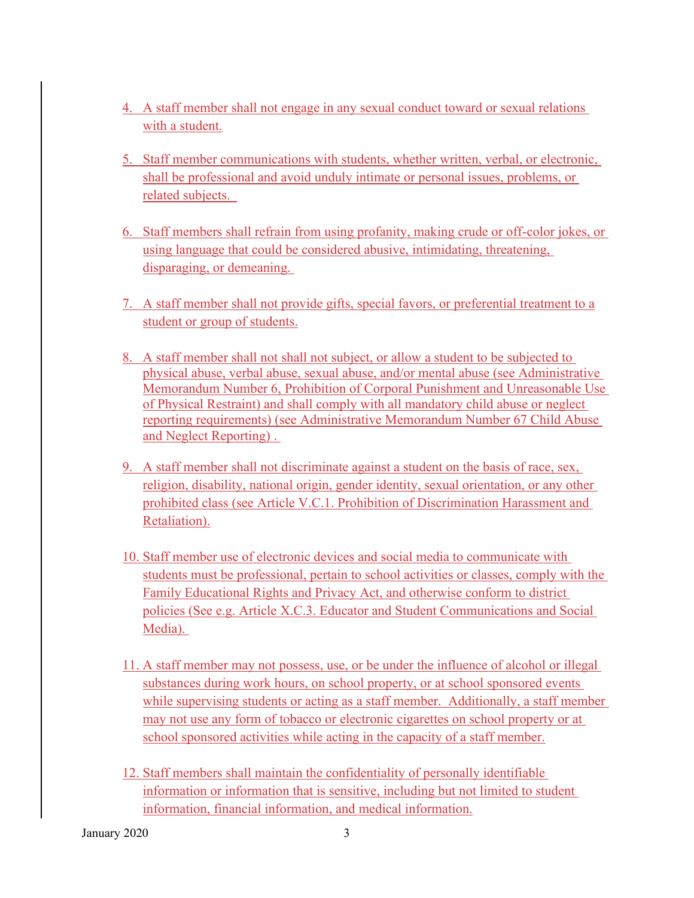4. A staff member shall not engage in any sexual conduct toward or sexual relations with a student.

5. Staff member communications with students, whether written, verbal, or electronic, shall be professional and avoid unduly intimate or personal issues, problems, or related subjects.

6. Staff members shall refrain from using profanity, making crude or off-color jokes, or using language that could be considered abusive, intimidating, threatening, disparaging, or demeaning.

7. A staff member shall not provide gifts, special favors, or preferential treatment to a student or group of students.

8. A staff member shall not shall not subject, or allow a student to be subjected to physical abuse, verbal abuse, sexual abuse, and/or mental abuse (see Administrative Memorandum Number 6, Prohibition of Corporal Punishment and Unreasonable Use of Physical Restraint) and shall comply with all mandatory child abuse or neglect reporting requirements) (see Administrative Memorandum Number 67 Child Abuse and Neglect Reporting) .

9. A staff member shall not discriminate against a student on the basis of race, sex, religion, disability, national origin, gender identity, sexual orientation, or any other prohibited class (see Article V.C.1. Prohibition of Discrimination Harassment and Retaliation).

10. Staff member use of electronic devices and social media to communicate with students must be professional, pertain to school activities or classes, comply with the Family Educational Rights and Privacy Act, and otherwise conform to district policies (See e.g. Article X.C.3. Educator and Student Communications and Social Media).

11. A staff member may not possess, use, or be under the influence of alcohol or illegal substances during work hours, on school property, or at school sponsored events while supervising students or acting as a staff member. Additionally, a staff member may not use any form of tobacco or electronic cigarettes on school property or at school sponsored activities while acting in the capacity of a staff member.

12. Staff members shall maintain the confidentiality of personally identifiable information or information that is sensitive, including but not limited to student information, financial information, and medical information.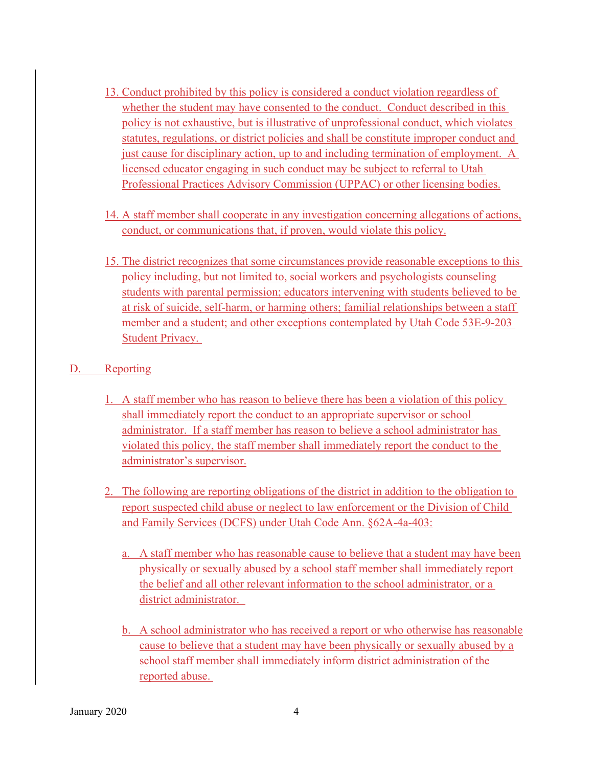13. Conduct prohibited by this policy is considered a conduct violation regardless of whether the student may have consented to the conduct. Conduct described in this policy is not exhaustive, but is illustrative of unprofessional conduct, which violates statutes, regulations, or district policies and shall be constitute improper conduct and just cause for disciplinary action, up to and including termination of employment. A licensed educator engaging in such conduct may be subject to referral to Utah Professional Practices Advisory Commission (UPPAC) or other licensing bodies.

14. A staff member shall cooperate in any investigation concerning allegations of actions, conduct, or communications that, if proven, would violate this policy.

15. The district recognizes that some circumstances provide reasonable exceptions to this policy including, but not limited to, social workers and psychologists counseling students with parental permission; educators intervening with students believed to be at risk of suicide, self-harm, or harming others; familial relationships between a staff member and a student; and other exceptions contemplated by Utah Code 53E-9-203 Student Privacy.

D. Reporting

1. A staff member who has reason to believe there has been a violation of this policy shall immediately report the conduct to an appropriate supervisor or school administrator. If a staff member has reason to believe a school administrator has violated this policy, the staff member shall immediately report the conduct to the administrator's supervisor.

2. The following are reporting obligations of the district in addition to the obligation to report suspected child abuse or neglect to law enforcement or the Division of Child and Family Services (DCFS) under Utah Code Ann. §62A-4a-403:

   a. A staff member who has reasonable cause to believe that a student may have been physically or sexually abused by a school staff member shall immediately report the belief and all other relevant information to the school administrator, or a district administrator.

   b. A school administrator who has received a report or who otherwise has reasonable cause to believe that a student may have been physically or sexually abused by a school staff member shall immediately inform district administration of the reported abuse.

January 2020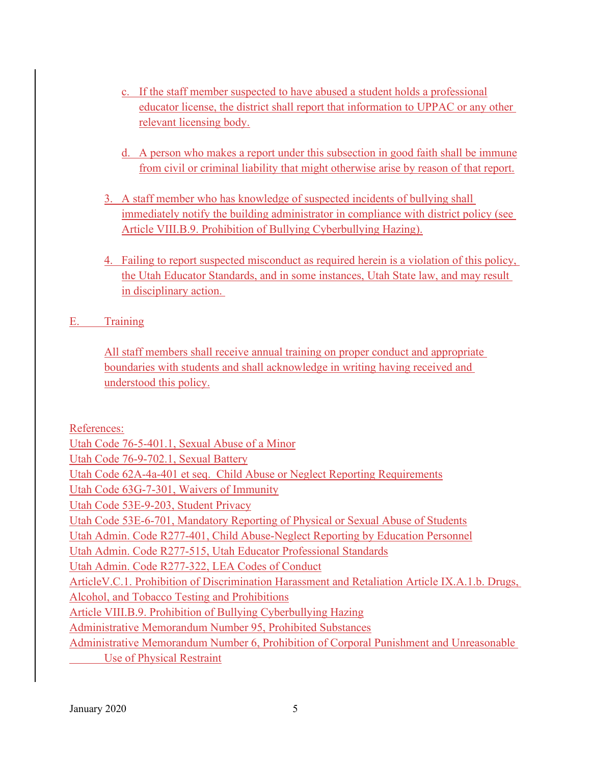c. If the staff member suspected to have abused a student holds a professional educator license, the district shall report that information to UPPAC or any other relevant licensing body.

d. A person who makes a report under this subsection in good faith shall be immune from civil or criminal liability that might otherwise arise by reason of that report.

3. A staff member who has knowledge of suspected incidents of bullying shall immediately notify the building administrator in compliance with district policy (see Article VIII.B.9. Prohibition of Bullying Cyberbullying Hazing).

4. Failing to report suspected misconduct as required herein is a violation of this policy, the Utah Educator Standards, and in some instances, Utah State law, and may result in disciplinary action.

E. Training

All staff members shall receive annual training on proper conduct and appropriate boundaries with students and shall acknowledge in writing having received and understood this policy.

References:
Utah Code 76-5-401.1, Sexual Abuse of a Minor
Utah Code 76-9-702.1, Sexual Battery
Utah Code 62A-4a-401 et seq. Child Abuse or Neglect Reporting Requirements
Utah Code 63G-7-301, Waivers of Immunity
Utah Code 53E-9-203, Student Privacy
Utah Code 53E-6-701, Mandatory Reporting of Physical or Sexual Abuse of Students
Utah Admin. Code R277-401, Child Abuse-Neglect Reporting by Education Personnel
Utah Admin. Code R277-515, Utah Educator Professional Standards
Utah Admin. Code R277-322, LEA Codes of Conduct
ArticleV.C.1. Prohibition of Discrimination Harassment and Retaliation Article IX.A.1.b. Drugs, Alcohol, and Tobacco Testing and Prohibitions
Article VIII.B.9. Prohibition of Bullying Cyberbullying Hazing
Administrative Memorandum Number 95, Prohibited Substances
Administrative Memorandum Number 6, Prohibition of Corporal Punishment and Unreasonable Use of Physical Restraint

January 2020